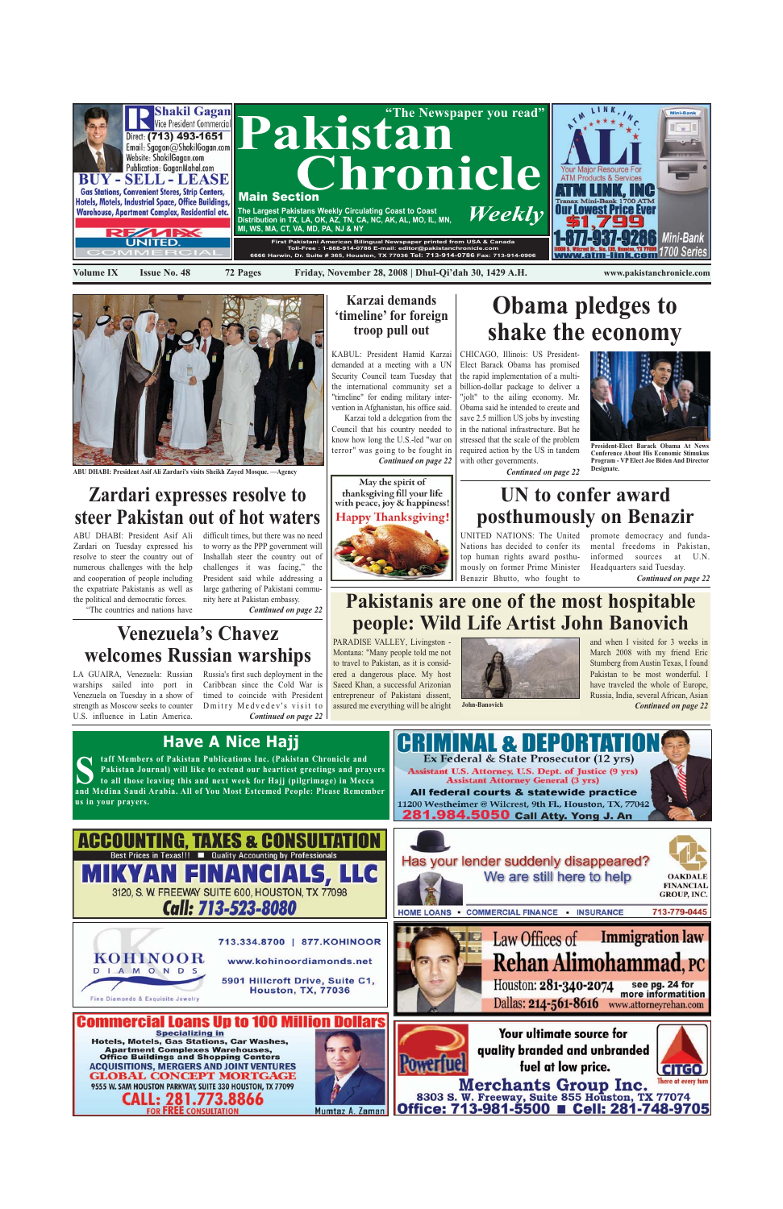# Pakistan Chronicle

"The Newspaper you read"

**Main Section** — **Weekly**

The Largest Pakistans Weekly Circulating Coast to Coast
Distribution in TX, LA, OK, AZ, TN, CA, NC, AK, AL, MO, IL, MN, MI, WS, MA, CT, VA, MD, PA, NJ & NY

First Pakistani American Bilingual Newspaper printed from USA & Canada
Toll-Free : 1-888-914-0786 E-mail: editor@pakistanchronicle.com
6666 Harwin, Dr. Suite # 365, Houston, TX 77036 Tel: 713-914-0786 Fax: 713-914-0906

Shakil Gagan — Vice President Commercial
Direct: (713) 493-1651
Email: Sgagan@ShakilGagan.com
Website: ShakilGagan.com
Publication: GaganMahal.com
BUY - SELL - LEASE
Gas Stations, Convenient Stores, Strip Centers, Hotels, Motels, Industrial Space, Office Buildings, Warehouse, Apartment Complex, Residential etc.
RE/MAX UNITED COMMERCIAL

ATM LINK, INC — Your Major Resource For ATM Products & Services
Tranax Mini-Bank 1700 ATM
Our Lowest Price Ever $1,799
1-877-937-9286 — Mini-Bank 1700 Series
www.atm-link.com

Volume IX | Issue No. 48 | 72 Pages | Friday, November 28, 2008 | Dhul-Qi'dah 30, 1429 A.H. | www.pakistanchronicle.com

ABU DHABI: President Asif Ali Zardari's visits Sheikh Zayed Mosque. —Agency

## Zardari expresses resolve to steer Pakistan out of hot waters

ABU DHABI: President Asif Ali Zardari on Tuesday expressed his resolve to steer the country out of numerous challenges with the help and cooperation of people including the expatriate Pakistanis as well as the political and democratic forces.

"The countries and nations have difficult times, but there was no need to worry as the PPP government will Inshallah steer the country out of challenges it was facing," the President said while addressing a large gathering of Pakistani community here at Pakistan embassy.

*Continued on page 22*

## Karzai demands 'timeline' for foreign troop pull out

KABUL: President Hamid Karzai demanded at a meeting with a UN Security Council team Tuesday that the international community set a "timeline" for ending military intervention in Afghanistan, his office said.

Karzai told a delegation from the Council that his country needed to know how long the U.S.-led "war on terror" was going to be fought in Afghanistan.

*Continued on page 22*

## Obama pledges to shake the economy

CHICAGO, Illinois: US President-Elect Barack Obama has promised the rapid implementation of a multi-billion-dollar package to deliver a "jolt" to the ailing economy. Mr. Obama said he intended to create and save 2.5 million US jobs by investing in the national infrastructure. But he stressed that the scale of the problem required action by the US in tandem with other governments.

*Continued on page 22*

President-Elect Barack Obama At News Conference About His Economic Stimulus Program - VP Elect Joe Biden And Director Designate.

May the spirit of thanksgiving fill your life with peace, joy & happiness!
Happy Thanksgiving!

## UN to confer award posthumously on Benazir

UNITED NATIONS: The United Nations has decided to confer its top human rights award posthumously on former Prime Minister Benazir Bhutto, who fought to promote democracy and fundamental freedoms in Pakistan, informed sources at U.N. Headquarters said Tuesday.

*Continued on page 22*

## Venezuela's Chavez welcomes Russian warships

LA GUAIRA, Venezuela: Russian warships sailed into port in Venezuela on Tuesday in a show of strength as Moscow seeks to counter U.S. influence in Latin America. Russia's first such deployment in the Caribbean since the Cold War is timed to coincide with President Dmitry Medvedev's visit to

*Continued on page 22*

## Pakistanis are one of the most hospitable people: Wild Life Artist John Banovich

PARADISE VALLEY, Livingston - Montana: "Many people told me not to travel to Pakistan, as it is considered a dangerous place. My host Saeed Khan, a successful Pakistani entrepreneur of Pakistani dissent, assured me everything will be alright and when I visited for 3 weeks in March 2008 with my friend Eric Stumberg from Austin Texas, I found Pakistan to be most wonderful. I have traveled the whole of Europe, Russia, India, several African, Asian

*Continued on page 22*

John-Banovich

## Have A Nice Hajj

Staff Members of Pakistan Publications Inc. (Pakistan Chronicle and Pakistan Journal) will like to extend our heartiest greetings and prayers to all those leaving this and next week for Hajj (pilgrimage) in Mecca and Medina Saudi Arabia. All of You Most Esteemed People: Please Remember us in your prayers.

**CRIMINAL & DEPORTATION**
Ex Federal & State Prosecutor (12 yrs)
Assistant U.S. Attorney, U.S. Dept. of Justice (9 yrs)
Assistant Attorney General (3 yrs)
All federal courts & statewide practice
11200 Westheimer @ Wilcrest, 9th Fl, Houston, TX, 77042
281.984.5050 Call Atty. Yong J. An

**ACCOUNTING, TAXES & CONSULTATION**
Best Prices in Texas!!! ■ Quality Accounting by Professionals
MIKYAN FINANCIALS, LLC
3120, S. W. FREEWAY SUITE 600, HOUSTON, TX 77098
Call: 713-523-8080

Has your lender suddenly disappeared? We are still here to help
OAKDALE FINANCIAL GROUP, INC.
HOME LOANS • COMMERCIAL FINANCE • INSURANCE 713-779-0445

KOHINOOR DIAMONDS — Fine Diamonds & Exquisite Jewelry
713.334.8700 | 877.KOHINOOR
www.kohinoordiamonds.net
5901 Hillcroft Drive, Suite C1, Houston, TX, 77036

Law Offices of Rehan Alimohammad, PC — Immigration law
Houston: 281-340-2074 — see pg. 24 for more information
Dallas: 214-561-8616 — www.attorneyrehan.com

**Commercial Loans Up to 100 Million Dollars**
Specializing in
Hotels, Motels, Gas Stations, Car Washes, Apartment Complexes Warehouses, Office Buildings and Shopping Centers
ACQUISITIONS, MERGERS AND JOINT VENTURES
GLOBAL CONCEPT MORTGAGE
9555 W. SAM HOUSTON PARKWAY, SUITE 330 HOUSTON, TX 77099
CALL: 281.773.8866 FOR FREE CONSULTATION
Mumtaz A. Zaman

Your ultimate source for quality branded and unbranded fuel at low price.
Powerfuel — CITGO There at every turn
Merchants Group Inc.
8303 S. W. Freeway, Suite 855 Houston, TX 77074
Office: 713-981-5500 ■ Cell: 281-748-9705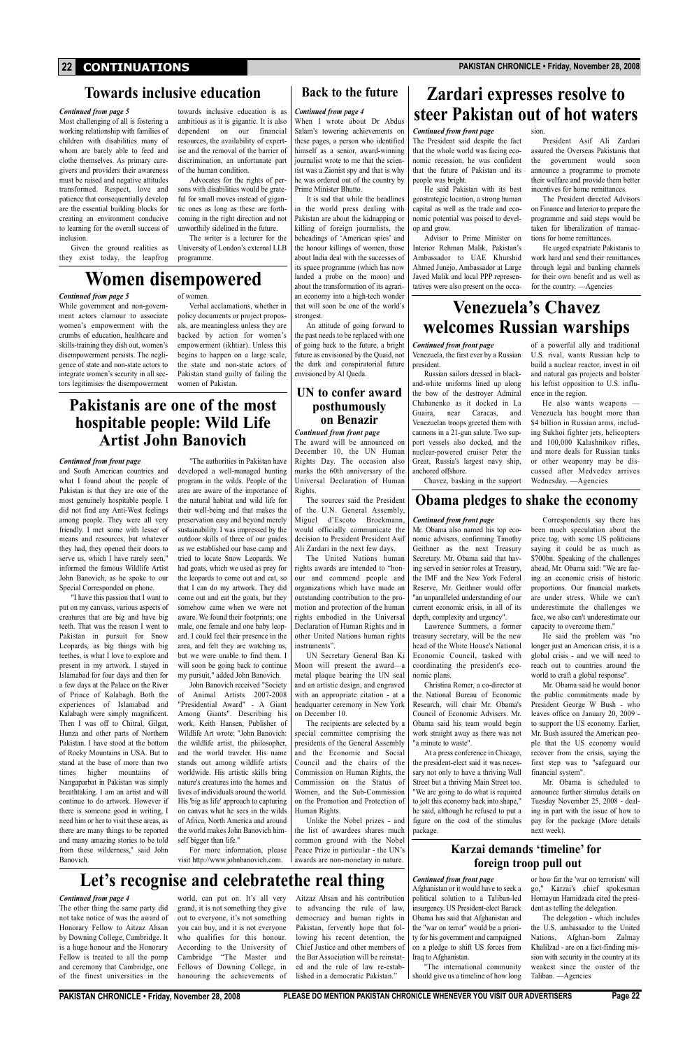## Towards inclusive education

*Continued from page 5*

Most challenging of all is fostering a working relationship with families of children with disabilities many of whom are barely able to feed and clothe themselves. As primary caregivers and providers their awareness must be raised and negative attitudes transformed. Respect, love and patience that consequentially develop are the essential building blocks for creating an environment conducive to learning for the overall success of inclusion.

Given the ground realities as they exist today, the leapfrog towards inclusive education is as ambitious as it is gigantic. It is also dependent on our financial resources, the availability of expertise and the removal of the barrier of discrimination, an unfortunate part of the human condition.

Advocates for the rights of persons with disabilities would be grateful for small moves instead of gigantic ones as long as these are forthcoming in the right direction and not unworthily sidelined in the future.

The writer is a lecturer for the University of London's external LLB programme.

## Women disempowered

*Continued from page 5*

While government and non-government actors clamour to associate women's empowerment with the crumbs of education, healthcare and skills-training they dish out, women's disempowerment persists. The negligence of state and non-state actors to integrate women's security in all sectors legitimises the disempowerment of women.

Verbal acclamations, whether in policy documents or project proposals, are meaningless unless they are backed by action for women's empowerment (ikhtiar). Unless this begins to happen on a large scale, the state and non-state actors of Pakistan stand guilty of failing the women of Pakistan.

## Pakistanis are one of the most hospitable people: Wild Life Artist John Banovich

*Continued from front page*

and South American countries and what I found about the people of Pakistan is that they are one of the most genuinely hospitable people. I did not find any Anti-West feelings among people. They were all very friendly. I met some with lesser of means and resources, but whatever they had, they opened their doors to serve us, which I have rarely seen," informed the famous Wildlife Artist John Banovich, as he spoke to our Special Corresponded on phone.

"I have this passion that I want to put on my canvass, various aspects of creatures that are big and have big teeth. That was the reason I went to Pakistan in pursuit for Snow Leopards, as big things with big teethes, is what I love to explore and present in my artwork. I stayed in Islamabad for four days and then for a few days at the Palace on the River of Prince of Kalabagh. Both the experiences of Islamabad and Kalabagh were simply magnificent. Then I was off to Chitral, Gilgat, Hunza and other parts of Northern Pakistan. I have stood at the bottom of Rocky Mountains in USA. But to stand at the base of more than two times higher mountains of Nangaparbat in Pakistan was simply breathtaking. I am an artist and will continue to do artwork. However if there is someone good in writing, I need him or her to visit these areas, as there are many things to be reported and many amazing stories to be told from these wilderness," said John Banovich.

"The authorities in Pakistan have developed a well-managed hunting program in the wilds. People of the area are aware of the importance of the natural habitat and wild life for their well-being and that makes the preservation easy and beyond merely sustainability. I was impressed by the outdoor skills of three of our guides as we established our base camp and tried to locate Snow Leopards. We had goats, which we used as prey for the leopards to come out and eat, so that I can do my artwork. They did come out and eat the goats, but they somehow came when we were not aware. We found their footprints; one male, one female and one baby leopard. I could feel their presence in the area, and felt they are watching us, but we were unable to find them. I will soon be going back to continue my pursuit," added John Banovich.

John Banovich received "Society of Animal Artists 2007-2008 "Presidential Award" - A Giant Among Giants". Describing his work, Keith Hansen, Publisher of Wildlife Art wrote: "John Banovich: the wildlife artist, the philosopher, and the world traveler. His name stands out among wildlife artists worldwide. His artistic skills bring nature's creatures into the homes and lives of individuals around the world. His 'big as life' approach to capturing on canvas what he sees in the wilds of Africa, North America and around the world makes John Banovich himself bigger than life."

For more information, please visit http://www.johnbanovich.com.

## Back to the future

*Continued from page 4*

When I wrote about Dr Abdus Salam's towering achievements on these pages, a person who identified himself as a senior, award-winning journalist wrote to me that the scientist was a Zionist spy and that is why he was ordered out of the country by Prime Minister Bhutto.

It is sad that while the headlines in the world press dealing with Pakistan are about the kidnapping or killing of foreign journalists, the beheadings of 'American spies' and the honour killings of women, those about India deal with the successes of its space programme (which has now landed a probe on the moon) and about the transformation of its agrarian economy into a high-tech wonder that will soon be one of the world's strongest.

An attitude of going forward to the past needs to be replaced with one of going back to the future, a bright future as envisioned by the Quaid, not the dark and conspiratorial future envisioned by Al Qaeda.

## UN to confer award posthumously on Benazir

*Continued from front page*

The award will be announced on December 10, the UN Human Rights Day. The occasion also marks the 60th anniversary of the Universal Declaration of Human Rights.

The sources said the President of the U.N. General Assembly, Miguel d'Escoto Brockmann, would officially communicate the decision to President President Asif Ali Zardari in the next few days.

The United Nations human rights awards are intended to "honour and commend people and organizations which have made an outstanding contribution to the promotion and protection of the human rights embodied in the Universal Declaration of Human Rights and in other United Nations human rights instruments".

UN Secretary General Ban Ki Moon will present the award—a metal plaque bearing the UN seal and an artistic design, and engraved with an appropriate citation - at a headquarter ceremony in New York on December 10.

The recipients are selected by a special committee comprising the presidents of the General Assembly and the Economic and Social Council and the chairs of the Commission on Human Rights, the Commission on the Status of Women, and the Sub-Commission on the Promotion and Protection of Human Rights.

Unlike the Nobel prizes - and the list of awardees shares much common ground with the Nobel Peace Prize in particular - the UN's awards are non-monetary in nature.

## Zardari expresses resolve to steer Pakistan out of hot waters

*Continued from front page*

The President said despite the fact that the whole world was facing economic recession, he was confident that the future of Pakistan and its people was bright.

He said Pakistan with its best geostrategic location, a strong human capital as well as the trade and economic potential was poised to develop and grow.

Advisor to Prime Minister on Interior Rehman Malik, Pakistan's Ambassador to UAE Khurshid Ahmed Junejo, Ambassador at Large Javed Malik and local PPP representatives were also present on the occasion.

President Asif Ali Zardari assured the Overseas Pakistanis that the government would soon announce a programme to promote their welfare and provide them better incentives for home remittances.

The President directed Advisors on Finance and Interior to prepare the programme and said steps would be taken for liberalization of transactions for home remittances.

He urged expatriate Pakistanis to work hard and send their remittances through legal and banking channels for their own benefit and as well as for the country. —Agencies

## Venezuela's Chavez welcomes Russian warships

*Continued from front page*

Venezuela, the first ever by a Russian president.

Russian sailors dressed in black-and-white uniforms lined up along the bow of the destroyer Admiral Chabanenko as it docked in La Guaira, near Caracas, and Venezuelan troops greeted them with cannons in a 21-gun salute. Two support vessels also docked, and the nuclear-powered cruiser Peter the Great, Russia's largest navy ship, anchored offshore.

Chavez, basking in the support of a powerful ally and traditional U.S. rival, wants Russian help to build a nuclear reactor, invest in oil and natural gas projects and bolster his leftist opposition to U.S. influence in the region.

He also wants weapons — Venezuela has bought more than $4 billion in Russian arms, including Sukhoi fighter jets, helicopters and 100,000 Kalashnikov rifles, and more deals for Russian tanks or other weaponry may be discussed after Medvedev arrives Wednesday. —Agencies

## Obama pledges to shake the economy

*Continued from front page*

Mr. Obama also named his top economic advisers, confirming Timothy Geithner as the next Treasury Secretary. Mr. Obama said that having served in senior roles at Treasury, the IMF and the New York Federal Reserve, Mr. Geithner would offer "an unparalleled understanding of our current economic crisis, in all of its depth, complexity and urgency".

Lawrence Summers, a former treasury secretary, will be the new head of the White House's National Economic Council, tasked with coordinating the president's economic plans.

Christina Romer, a co-director at the National Bureau of Economic Research, will chair Mr. Obama's Council of Economic Advisers. Mr. Obama said his team would begin work straight away as there was not "a minute to waste".

At a press conference in Chicago, the president-elect said it was necessary not only to have a thriving Wall Street but a thriving Main Street too. "We are going to do what is required to jolt this economy back into shape," he said, although he refused to put a figure on the cost of the stimulus package.

Correspondents say there has been much speculation about the price tag, with some US politicians saying it could be as much as $700bn. Speaking of the challenges ahead, Mr. Obama said: "We are facing an economic crisis of historic proportions. Our financial markets are under stress. While we can't underestimate the challenges we face, we also can't underestimate our capacity to overcome them."

He said the problem was "no longer just an American crisis, it is a global crisis - and we will need to reach out to countries around the world to craft a global response".

Mr. Obama said he would honor the public commitments made by President George W Bush - who leaves office on January 20, 2009 - to support the US economy. Earlier, Mr. Bush assured the American people that the US economy would recover from the crisis, saying the first step was to "safeguard our financial system".

Mr. Obama is scheduled to announce further stimulus details on Tuesday November 25, 2008 - dealing in part with the issue of how to pay for the package (More details next week).

## Let's recognise and celebratethe real thing

*Continued from page 4*

The other thing the same party did not take notice of was the award of Honorary Fellow to Aitzaz Ahsan by Downing College, Cambridge. It is a huge honour and the Honorary Fellow is treated to all the pomp and ceremony that Cambridge, one of the finest universities in the world, can put on. It's all very grand, it is not something they give out to everyone, it's not something you can buy, and it is not everyone who qualifies for this honour. According to the University of Cambridge "The Master and Fellows of Downing College, in honouring the achievements of Aitzaz Ahsan and his contribution to advancing the rule of law, democracy and human rights in Pakistan, fervently hope that following his recent detention, the Chief Justice and other members of the Bar Association will be reinstated and the rule of law re-established in a democratic Pakistan."

### Karzai demands 'timeline' for foreign troop pull out

*Continued from front page*

Afghanistan or it would have to seek a political solution to a Taliban-led insurgency. US President-elect Barack Obama has said that Afghanistan and the "war on terror" would be a priority for his government and campaigned on a pledge to shift US forces from Iraq to Afghanistan.

"The international community should give us a timeline of how long or how far the 'war on terrorism' will go," Karzai's chief spokesman Homayun Hamidzada cited the president as telling the delegation.

The delegation - which includes the U.S. ambassador to the United Nations, Afghan-born Zalmay Khalilzad - are on a fact-finding mission with security in the country at its weakest since the ouster of the Taliban. —Agencies

PLEASE DO MENTION PAKISTAN CHRONICLE WHENEVER YOU VISIT OUR ADVERTISERS